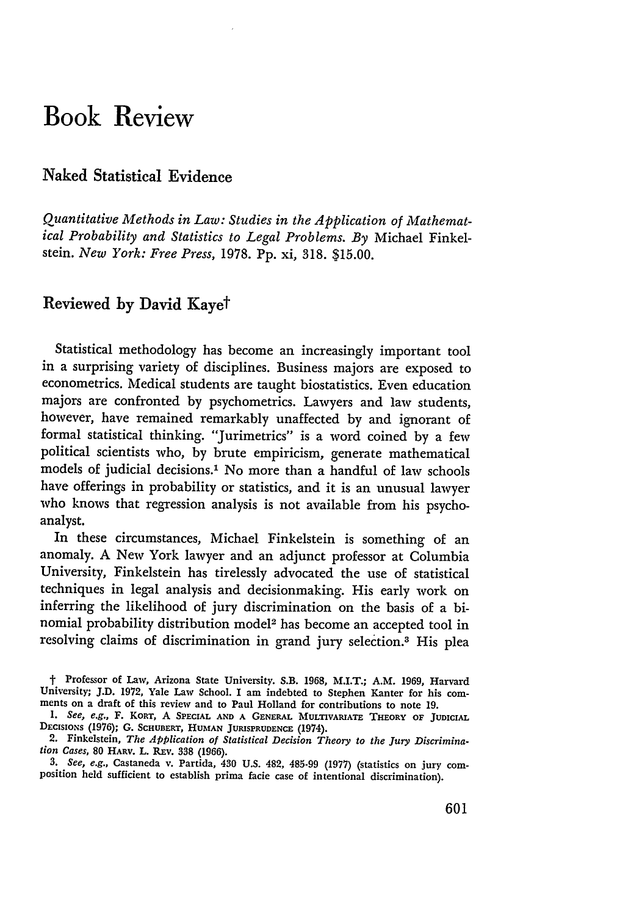# Book Review

## Naked Statistical Evidence

*Quantitative Methods in Law: Studies in the Application of Mathematical Probability and Statistics to Legal Problems. By* Michael Finkelstein. *New York: Free Press,* 1978. Pp. xi, 318. $15.00.

## Reviewed by David Kaye†

Statistical methodology has become an increasingly important tool in a surprising variety of disciplines. Business majors are exposed to econometrics. Medical students are taught biostatistics. Even education majors are confronted by psychometrics. Lawyers and law students, however, have remained remarkably unaffected by and ignorant of formal statistical thinking. "Jurimetrics" is a word coined by a few political scientists who, by brute empiricism, generate mathematical models of judicial decisions.[1] No more than a handful of law schools have offerings in probability or statistics, and it is an unusual lawyer who knows that regression analysis is not available from his psychoanalyst.

In these circumstances, Michael Finkelstein is something of an anomaly. A New York lawyer and an adjunct professor at Columbia University, Finkelstein has tirelessly advocated the use of statistical techniques in legal analysis and decisionmaking. His early work on inferring the likelihood of jury discrimination on the basis of a binomial probability distribution model[2] has become an accepted tool in resolving claims of discrimination in grand jury selection.[3] His plea

† Professor of Law, Arizona State University. S.B. 1968, M.I.T.; A.M. 1969, Harvard University; J.D. 1972, Yale Law School. I am indebted to Stephen Kanter for his comments on a draft of this review and to Paul Holland for contributions to note 19.

1. *See, e.g.,* F. Kort, A Special and a General Multivariate Theory of Judicial Decisions (1976); G. Schubert, Human Jurisprudence (1974).

2. Finkelstein, *The Application of Statistical Decision Theory to the Jury Discrimination Cases,* 80 Harv. L. Rev. 338 (1966).

3. *See, e.g.,* Castaneda v. Partida, 430 U.S. 482, 485-99 (1977) (statistics on jury composition held sufficient to establish prima facie case of intentional discrimination).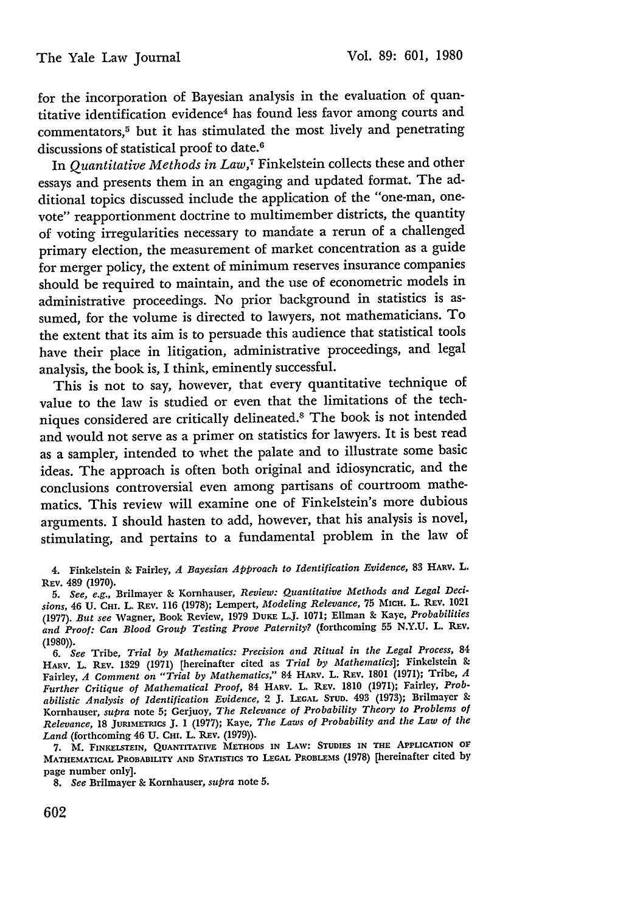for the incorporation of Bayesian analysis in the evaluation of quantitative identification evidence[4] has found less favor among courts and commentators,[5] but it has stimulated the most lively and penetrating discussions of statistical proof to date.[6]

In *Quantitative Methods in Law*,[7] Finkelstein collects these and other essays and presents them in an engaging and updated format. The additional topics discussed include the application of the "one-man, one-vote" reapportionment doctrine to multimember districts, the quantity of voting irregularities necessary to mandate a rerun of a challenged primary election, the measurement of market concentration as a guide for merger policy, the extent of minimum reserves insurance companies should be required to maintain, and the use of econometric models in administrative proceedings. No prior background in statistics is assumed, for the volume is directed to lawyers, not mathematicians. To the extent that its aim is to persuade this audience that statistical tools have their place in litigation, administrative proceedings, and legal analysis, the book is, I think, eminently successful.

This is not to say, however, that every quantitative technique of value to the law is studied or even that the limitations of the techniques considered are critically delineated.[8] The book is not intended and would not serve as a primer on statistics for lawyers. It is best read as a sampler, intended to whet the palate and to illustrate some basic ideas. The approach is often both original and idiosyncratic, and the conclusions controversial even among partisans of courtroom mathematics. This review will examine one of Finkelstein's more dubious arguments. I should hasten to add, however, that his analysis is novel, stimulating, and pertains to a fundamental problem in the law of

4. Finkelstein & Fairley, *A Bayesian Approach to Identification Evidence*, 83 HARV. L. REV. 489 (1970).

5. *See, e.g.*, Brilmayer & Kornhauser, *Review: Quantitative Methods and Legal Decisions*, 46 U. CHI. L. REV. 116 (1978); Lempert, *Modeling Relevance*, 75 MICH. L. REV. 1021 (1977). *But see* Wagner, Book Review, 1979 DUKE L.J. 1071; Ellman & Kaye, *Probabilities and Proof: Can Blood Group Testing Prove Paternity?* (forthcoming 55 N.Y.U. L. REV. (1980)).

6. *See* Tribe, *Trial by Mathematics: Precision and Ritual in the Legal Process*, 84 HARV. L. REV. 1329 (1971) [hereinafter cited as *Trial by Mathematics*]; Finkelstein & Fairley, *A Comment on "Trial by Mathematics,"* 84 HARV. L. REV. 1801 (1971); Tribe, *A Further Critique of Mathematical Proof*, 84 HARV. L. REV. 1810 (1971); Fairley, *Probabilistic Analysis of Identification Evidence*, 2 J. LEGAL STUD. 493 (1973); Brilmayer & Kornhauser, *supra* note 5; Gerjuoy, *The Relevance of Probability Theory to Problems of Relevance*, 18 JURIMETRICS J. 1 (1977); Kaye, *The Laws of Probability and the Law of the Land* (forthcoming 46 U. CHI. L. REV. (1979)).

7. M. FINKELSTEIN, QUANTITATIVE METHODS IN LAW: STUDIES IN THE APPLICATION OF MATHEMATICAL PROBABILITY AND STATISTICS TO LEGAL PROBLEMS (1978) [hereinafter cited by page number only].

8. *See* Brilmayer & Kornhauser, *supra* note 5.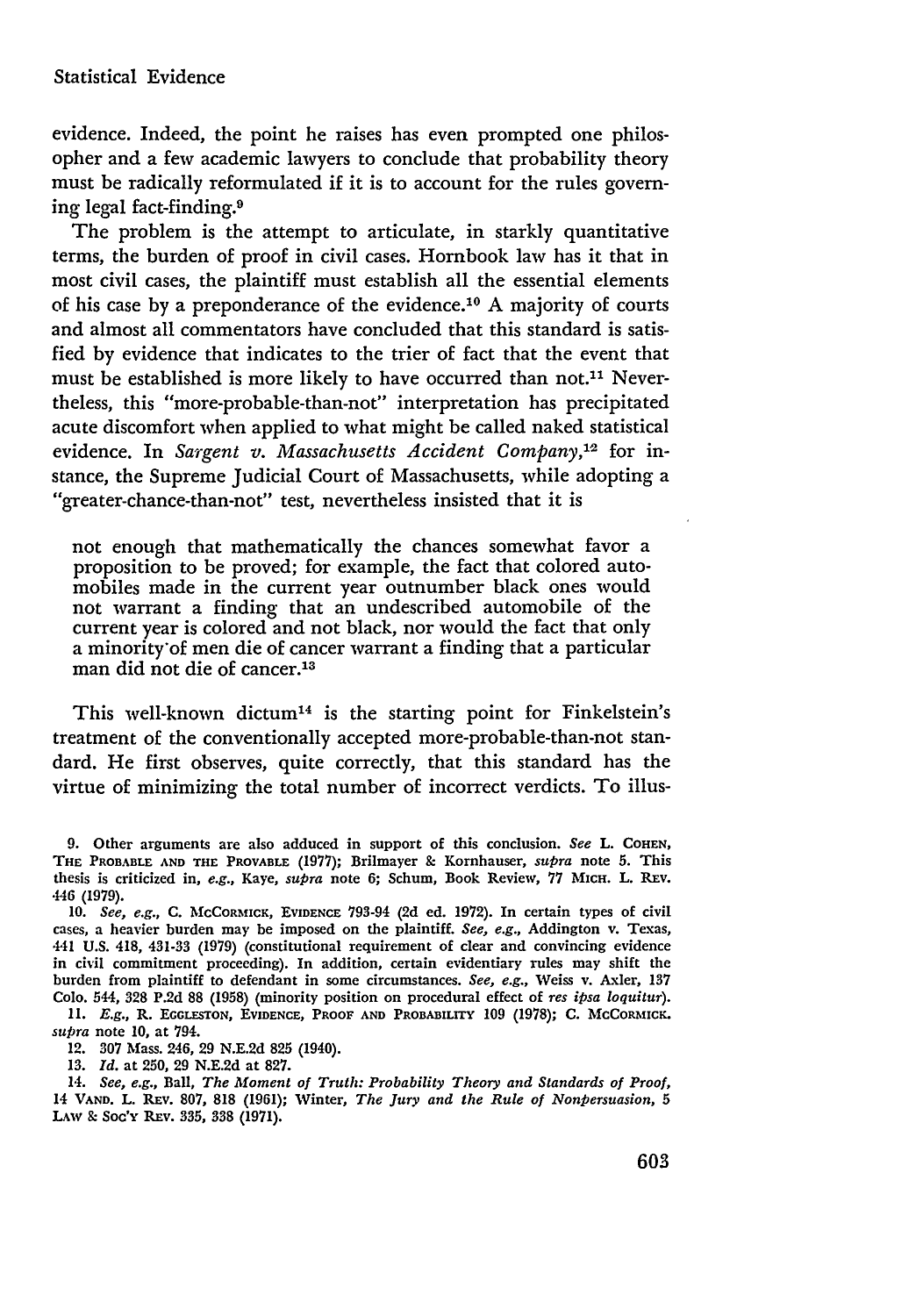evidence. Indeed, the point he raises has even prompted one philosopher and a few academic lawyers to conclude that probability theory must be radically reformulated if it is to account for the rules governing legal fact-finding.[9]

The problem is the attempt to articulate, in starkly quantitative terms, the burden of proof in civil cases. Hornbook law has it that in most civil cases, the plaintiff must establish all the essential elements of his case by a preponderance of the evidence.[10] A majority of courts and almost all commentators have concluded that this standard is satisfied by evidence that indicates to the trier of fact that the event that must be established is more likely to have occurred than not.[11] Nevertheless, this "more-probable-than-not" interpretation has precipitated acute discomfort when applied to what might be called naked statistical evidence. In *Sargent v. Massachusetts Accident Company*,[12] for instance, the Supreme Judicial Court of Massachusetts, while adopting a "greater-chance-than-not" test, nevertheless insisted that it is

> not enough that mathematically the chances somewhat favor a proposition to be proved; for example, the fact that colored automobiles made in the current year outnumber black ones would not warrant a finding that an undescribed automobile of the current year is colored and not black, nor would the fact that only a minority of men die of cancer warrant a finding that a particular man did not die of cancer.[13]

This well-known dictum[14] is the starting point for Finkelstein's treatment of the conventionally accepted more-probable-than-not standard. He first observes, quite correctly, that this standard has the virtue of minimizing the total number of incorrect verdicts. To illus-

---

9. Other arguments are also adduced in support of this conclusion. *See* L. COHEN, THE PROBABLE AND THE PROVABLE (1977); Brilmayer & Kornhauser, *supra* note 5. This thesis is criticized in, *e.g.*, Kaye, *supra* note 6; Schum, Book Review, 77 MICH. L. REV. 446 (1979).

10. *See, e.g.*, C. MCCORMICK, EVIDENCE 793-94 (2d ed. 1972). In certain types of civil cases, a heavier burden may be imposed on the plaintiff. *See, e.g.*, Addington v. Texas, 441 U.S. 418, 431-33 (1979) (constitutional requirement of clear and convincing evidence in civil commitment proceeding). In addition, certain evidentiary rules may shift the burden from plaintiff to defendant in some circumstances. *See, e.g.*, Weiss v. Axler, 137 Colo. 544, 328 P.2d 88 (1958) (minority position on procedural effect of *res ipsa loquitur*).

11. *E.g.*, R. EGGLESTON, EVIDENCE, PROOF AND PROBABILITY 109 (1978); C. MCCORMICK. *supra* note 10, at 794.

12. 307 Mass. 246, 29 N.E.2d 825 (1940).

13. *Id.* at 250, 29 N.E.2d at 827.

14. *See, e.g.*, Ball, *The Moment of Truth: Probability Theory and Standards of Proof*, 14 VAND. L. REV. 807, 818 (1961); Winter, *The Jury and the Rule of Nonpersuasion*, 5 LAW & SOC'Y REV. 335, 338 (1971).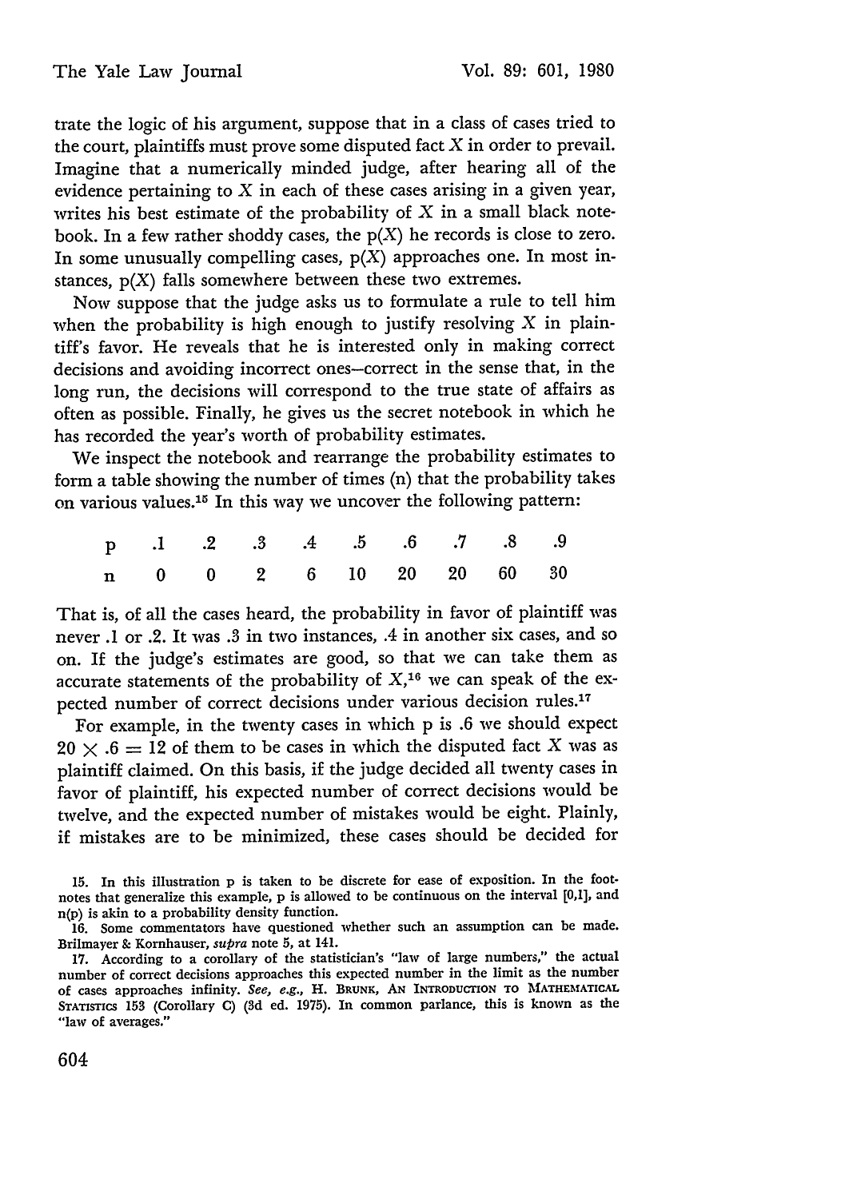trate the logic of his argument, suppose that in a class of cases tried to the court, plaintiffs must prove some disputed fact $X$ in order to prevail. Imagine that a numerically minded judge, after hearing all of the evidence pertaining to $X$ in each of these cases arising in a given year, writes his best estimate of the probability of $X$ in a small black notebook. In a few rather shoddy cases, the $p(X)$ he records is close to zero. In some unusually compelling cases, $p(X)$ approaches one. In most instances, $p(X)$ falls somewhere between these two extremes.

Now suppose that the judge asks us to formulate a rule to tell him when the probability is high enough to justify resolving $X$ in plaintiff's favor. He reveals that he is interested only in making correct decisions and avoiding incorrect ones—correct in the sense that, in the long run, the decisions will correspond to the true state of affairs as often as possible. Finally, he gives us the secret notebook in which he has recorded the year's worth of probability estimates.

We inspect the notebook and rearrange the probability estimates to form a table showing the number of times (n) that the probability takes on various values.[15] In this way we uncover the following pattern:

| p | .1 | .2 | .3 | .4 | .5 | .6 | .7 | .8 | .9 |
|---|---|---|---|---|---|---|---|---|---|
| n | 0 | 0 | 2 | 6 | 10 | 20 | 20 | 60 | 30 |

That is, of all the cases heard, the probability in favor of plaintiff was never .1 or .2. It was .3 in two instances, .4 in another six cases, and so on. If the judge's estimates are good, so that we can take them as accurate statements of the probability of $X$,[16] we can speak of the expected number of correct decisions under various decision rules.[17]

For example, in the twenty cases in which p is .6 we should expect $20 \times .6 = 12$ of them to be cases in which the disputed fact $X$ was as plaintiff claimed. On this basis, if the judge decided all twenty cases in favor of plaintiff, his expected number of correct decisions would be twelve, and the expected number of mistakes would be eight. Plainly, if mistakes are to be minimized, these cases should be decided for

15. In this illustration p is taken to be discrete for ease of exposition. In the footnotes that generalize this example, p is allowed to be continuous on the interval [0,1], and n(p) is akin to a probability density function.

16. Some commentators have questioned whether such an assumption can be made. Brilmayer & Kornhauser, *supra* note 5, at 141.

17. According to a corollary of the statistician's "law of large numbers," the actual number of correct decisions approaches this expected number in the limit as the number of cases approaches infinity. *See, e.g.*, H. Brunk, An Introduction to Mathematical Statistics 153 (Corollary C) (3d ed. 1975). In common parlance, this is known as the "law of averages."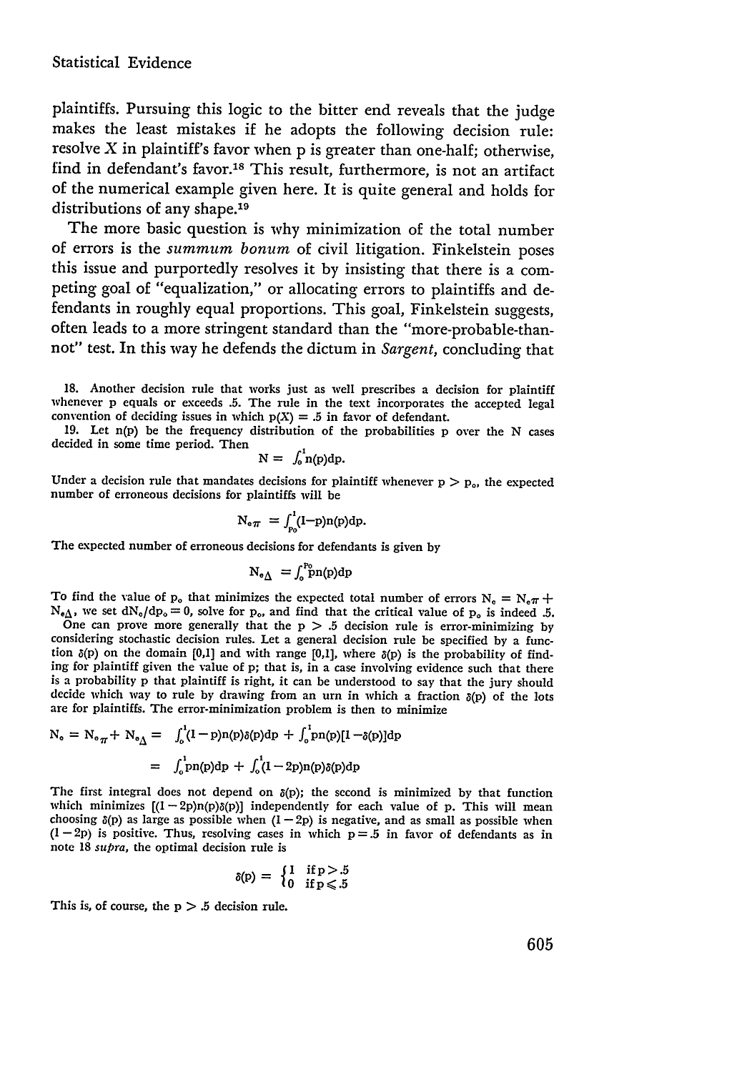plaintiffs. Pursuing this logic to the bitter end reveals that the judge makes the least mistakes if he adopts the following decision rule: resolve $X$ in plaintiff's favor when p is greater than one-half; otherwise, find in defendant's favor.[18] This result, furthermore, is not an artifact of the numerical example given here. It is quite general and holds for distributions of any shape.[19]

The more basic question is why minimization of the total number of errors is the *summum bonum* of civil litigation. Finkelstein poses this issue and purportedly resolves it by insisting that there is a competing goal of "equalization," or allocating errors to plaintiffs and defendants in roughly equal proportions. This goal, Finkelstein suggests, often leads to a more stringent standard than the "more-probable-than-not" test. In this way he defends the dictum in *Sargent*, concluding that

18. Another decision rule that works just as well prescribes a decision for plaintiff whenever p equals or exceeds .5. The rule in the text incorporates the accepted legal convention of deciding issues in which $p(X) = .5$ in favor of defendant.

19. Let $n(p)$ be the frequency distribution of the probabilities p over the N cases decided in some time period. Then

$$N = \int_0^1 n(p)dp.$$

Under a decision rule that mandates decisions for plaintiff whenever $p > p_o$, the expected number of erroneous decisions for plaintiffs will be

$$N_{e\pi} = \int_{p_o}^1 (1-p)n(p)dp.$$

The expected number of erroneous decisions for defendants is given by

$$N_{e\Delta} = \int_0^{p_o} pn(p)dp$$

To find the value of $p_o$ that minimizes the expected total number of errors $N_e = N_{e\pi} + N_{e\Delta}$, we set $dN_e/dp_o = 0$, solve for $p_o$, and find that the critical value of $p_o$ is indeed .5.

One can prove more generally that the $p > .5$ decision rule is error-minimizing by considering stochastic decision rules. Let a general decision rule be specified by a function $\delta(p)$ on the domain [0,1] and with range [0,1], where $\delta(p)$ is the probability of finding for plaintiff given the value of p; that is, in a case involving evidence such that there is a probability p that plaintiff is right, it can be understood to say that the jury should decide which way to rule by drawing from an urn in which a fraction $\delta(p)$ of the lots are for plaintiffs. The error-minimization problem is then to minimize

$$\begin{aligned} N_e = N_{e\pi} + N_{e\Delta} &= \int_0^1 (1-p)n(p)\delta(p)dp + \int_0^1 pn(p)[1-\delta(p)]dp \\ &= \int_0^1 pn(p)dp + \int_0^1 (1-2p)n(p)\delta(p)dp \end{aligned}$$

The first integral does not depend on $\delta(p)$; the second is minimized by that function which minimizes $[(1-2p)n(p)\delta(p)]$ independently for each value of p. This will mean choosing $\delta(p)$ as large as possible when $(1-2p)$ is negative, and as small as possible when $(1-2p)$ is positive. Thus, resolving cases in which $p = .5$ in favor of defendants as in note 18 *supra*, the optimal decision rule is

$$\delta(p) = \begin{cases} 1 & \text{if } p > .5 \\ 0 & \text{if } p \leq .5 \end{cases}$$

This is, of course, the $p > .5$ decision rule.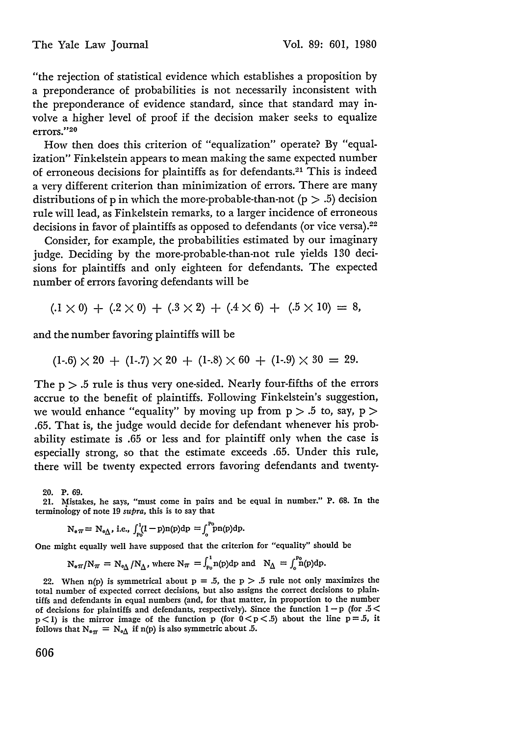"the rejection of statistical evidence which establishes a proposition by a preponderance of probabilities is not necessarily inconsistent with the preponderance of evidence standard, since that standard may involve a higher level of proof if the decision maker seeks to equalize errors."[20]

How then does this criterion of "equalization" operate? By "equalization" Finkelstein appears to mean making the same expected number of erroneous decisions for plaintiffs as for defendants.[21] This is indeed a very different criterion than minimization of errors. There are many distributions of p in which the more-probable-than-not ($p > .5$) decision rule will lead, as Finkelstein remarks, to a larger incidence of erroneous decisions in favor of plaintiffs as opposed to defendants (or vice versa).[22]

Consider, for example, the probabilities estimated by our imaginary judge. Deciding by the more-probable-than-not rule yields 130 decisions for plaintiffs and only eighteen for defendants. The expected number of errors favoring defendants will be

$$(.1 \times 0) + (.2 \times 0) + (.3 \times 2) + (.4 \times 6) + (.5 \times 10) = 8,$$

and the number favoring plaintiffs will be

$$(1\text{-}.6) \times 20 + (1\text{-}.7) \times 20 + (1\text{-}.8) \times 60 + (1\text{-}.9) \times 30 = 29.$$

The $p > .5$ rule is thus very one-sided. Nearly four-fifths of the errors accrue to the benefit of plaintiffs. Following Finkelstein's suggestion, we would enhance "equality" by moving up from $p > .5$ to, say, $p > .65$. That is, the judge would decide for defendant whenever his probability estimate is .65 or less and for plaintiff only when the case is especially strong, so that the estimate exceeds .65. Under this rule, there will be twenty expected errors favoring defendants and twenty-

---

20. P. 69.

21. Mistakes, he says, "must come in pairs and be equal in number." P. 68. In the terminology of note 19 *supra*, this is to say that

$$N_{e\pi} = N_{e\Delta}, \text{ i.e., } \int_{p_0}^{1}(1-p)n(p)dp = \int_{0}^{p_0}pn(p)dp.$$

One might equally well have supposed that the criterion for "equality" should be

$$N_{e\pi}/N_{\pi} = N_{e\Delta}/N_{\Delta}, \text{ where } N_{\pi} = \int_{p_0}^{1}n(p)dp \text{ and } N_{\Delta} = \int_{0}^{p_0}n(p)dp.$$

22. When $n(p)$ is symmetrical about $p = .5$, the $p > .5$ rule not only maximizes the total number of expected correct decisions, but also assigns the correct decisions to plaintiffs and defendants in equal numbers (and, for that matter, in proportion to the number of decisions for plaintiffs and defendants, respectively). Since the function $1-p$ (for $.5 < p < 1$) is the mirror image of the function p (for $0 < p < .5$) about the line $p = .5$, it follows that $N_{e\pi} = N_{e\Delta}$ if $n(p)$ is also symmetric about .5.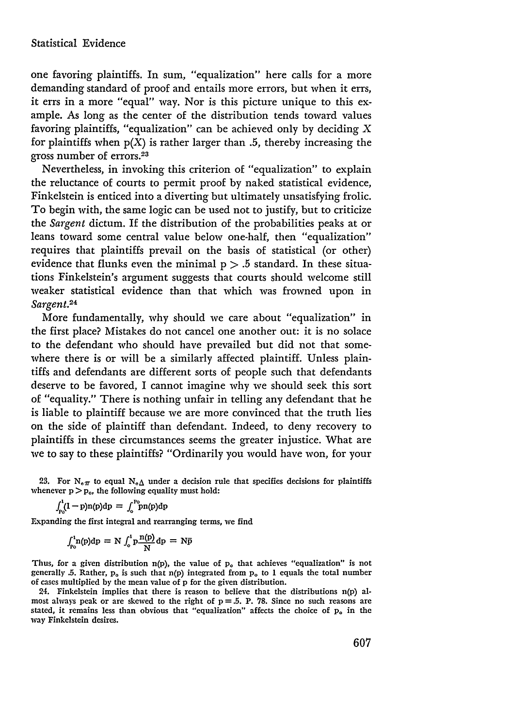one favoring plaintiffs. In sum, "equalization" here calls for a more demanding standard of proof and entails more errors, but when it errs, it errs in a more "equal" way. Nor is this picture unique to this example. As long as the center of the distribution tends toward values favoring plaintiffs, "equalization" can be achieved only by deciding X for plaintiffs when p(X) is rather larger than .5, thereby increasing the gross number of errors.[23]

Nevertheless, in invoking this criterion of "equalization" to explain the reluctance of courts to permit proof by naked statistical evidence, Finkelstein is enticed into a diverting but ultimately unsatisfying frolic. To begin with, the same logic can be used not to justify, but to criticize the *Sargent* dictum. If the distribution of the probabilities peaks at or leans toward some central value below one-half, then "equalization" requires that plaintiffs prevail on the basis of statistical (or other) evidence that flunks even the minimal $p > .5$ standard. In these situations Finkelstein's argument suggests that courts should welcome still weaker statistical evidence than that which was frowned upon in *Sargent*.[24]

More fundamentally, why should we care about "equalization" in the first place? Mistakes do not cancel one another out: it is no solace to the defendant who should have prevailed but did not that somewhere there is or will be a similarly affected plaintiff. Unless plaintiffs and defendants are different sorts of people such that defendants deserve to be favored, I cannot imagine why we should seek this sort of "equality." There is nothing unfair in telling any defendant that he is liable to plaintiff because we are more convinced that the truth lies on the side of plaintiff than defendant. Indeed, to deny recovery to plaintiffs in these circumstances seems the greater injustice. What are we to say to these plaintiffs? "Ordinarily you would have won, for your

23. For $N_{o\pi}$ to equal $N_{o\Delta}$ under a decision rule that specifies decisions for plaintiffs whenever $p > p_o$, the following equality must hold:

$$\int_{p_o}^{1}(1-p)n(p)dp = \int_{o}^{p_o}pn(p)dp$$

Expanding the first integral and rearranging terms, we find

$$\int_{p_o}^{1}n(p)dp = N\int_{o}^{1}p\frac{n(p)}{N}dp = N\bar{p}$$

Thus, for a given distribution n(p), the value of $p_o$ that achieves "equalization" is not generally .5. Rather, $p_o$ is such that n(p) integrated from $p_o$ to 1 equals the total number of cases multiplied by the mean value of p for the given distribution.

24. Finkelstein implies that there is reason to believe that the distributions n(p) almost always peak or are skewed to the right of $p = .5$. P. 78. Since no such reasons are stated, it remains less than obvious that "equalization" affects the choice of $p_o$ in the way Finkelstein desires.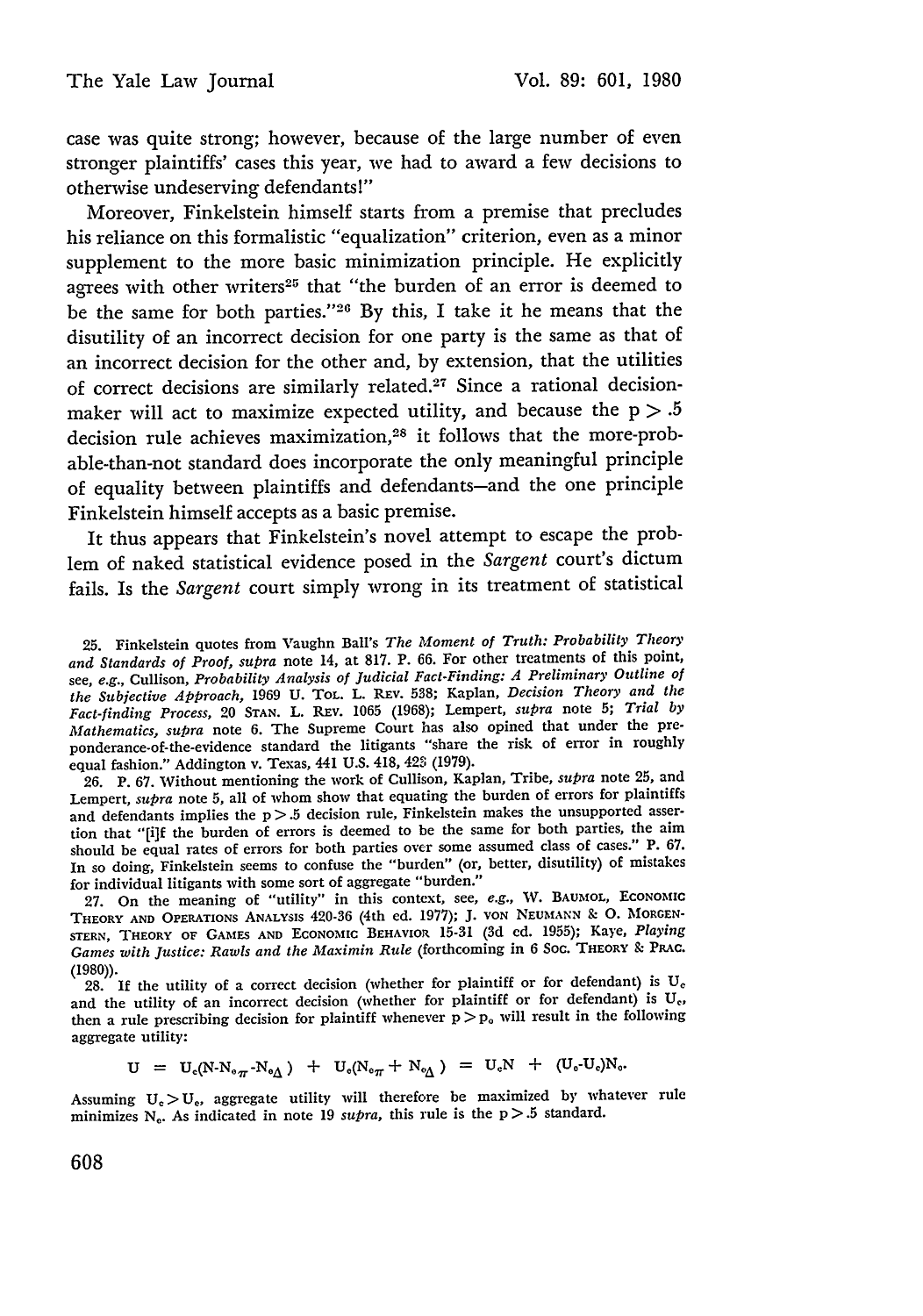case was quite strong; however, because of the large number of even stronger plaintiffs' cases this year, we had to award a few decisions to otherwise undeserving defendants!"

Moreover, Finkelstein himself starts from a premise that precludes his reliance on this formalistic "equalization" criterion, even as a minor supplement to the more basic minimization principle. He explicitly agrees with other writers[25] that "the burden of an error is deemed to be the same for both parties."[26] By this, I take it he means that the disutility of an incorrect decision for one party is the same as that of an incorrect decision for the other and, by extension, that the utilities of correct decisions are similarly related.[27] Since a rational decision-maker will act to maximize expected utility, and because the $p > .5$ decision rule achieves maximization,[28] it follows that the more-probable-than-not standard does incorporate the only meaningful principle of equality between plaintiffs and defendants—and the one principle Finkelstein himself accepts as a basic premise.

It thus appears that Finkelstein's novel attempt to escape the problem of naked statistical evidence posed in the *Sargent* court's dictum fails. Is the *Sargent* court simply wrong in its treatment of statistical

---

25. Finkelstein quotes from Vaughn Ball's *The Moment of Truth: Probability Theory and Standards of Proof*, *supra* note 14, at 817. P. 66. For other treatments of this point, see, *e.g.*, Cullison, *Probability Analysis of Judicial Fact-Finding: A Preliminary Outline of the Subjective Approach*, 1969 U. TOL. L. REV. 538; Kaplan, *Decision Theory and the Fact-finding Process*, 20 STAN. L. REV. 1065 (1968); Lempert, *supra* note 5; *Trial by Mathematics*, *supra* note 6. The Supreme Court has also opined that under the preponderance-of-the-evidence standard the litigants "share the risk of error in roughly equal fashion." Addington v. Texas, 441 U.S. 418, 423 (1979).

26. P. 67. Without mentioning the work of Cullison, Kaplan, Tribe, *supra* note 25, and Lempert, *supra* note 5, all of whom show that equating the burden of errors for plaintiffs and defendants implies the $p > .5$ decision rule, Finkelstein makes the unsupported assertion that "[i]f the burden of errors is deemed to be the same for both parties, the aim should be equal rates of errors for both parties over some assumed class of cases." P. 67. In so doing, Finkelstein seems to confuse the "burden" (or, better, disutility) of mistakes for individual litigants with some sort of aggregate "burden."

27. On the meaning of "utility" in this context, see, *e.g.*, W. BAUMOL, ECONOMIC THEORY AND OPERATIONS ANALYSIS 420-36 (4th ed. 1977); J. VON NEUMANN & O. MORGENSTERN, THEORY OF GAMES AND ECONOMIC BEHAVIOR 15-31 (3d ed. 1955); Kaye, *Playing Games with Justice: Rawls and the Maximin Rule* (forthcoming in 6 SOC. THEORY & PRAC. (1980)).

28. If the utility of a correct decision (whether for plaintiff or for defendant) is $U_c$ and the utility of an incorrect decision (whether for plaintiff or for defendant) is $U_e$, then a rule prescribing decision for plaintiff whenever $p > p_o$ will result in the following aggregate utility:

$$U = U_c(N - N_{e\pi} - N_{e\Delta}) + U_e(N_{e\pi} + N_{e\Delta}) = U_cN + (U_e - U_c)N_e.$$

Assuming $U_c > U_e$, aggregate utility will therefore be maximized by whatever rule minimizes $N_e$. As indicated in note 19 *supra*, this rule is the $p > .5$ standard.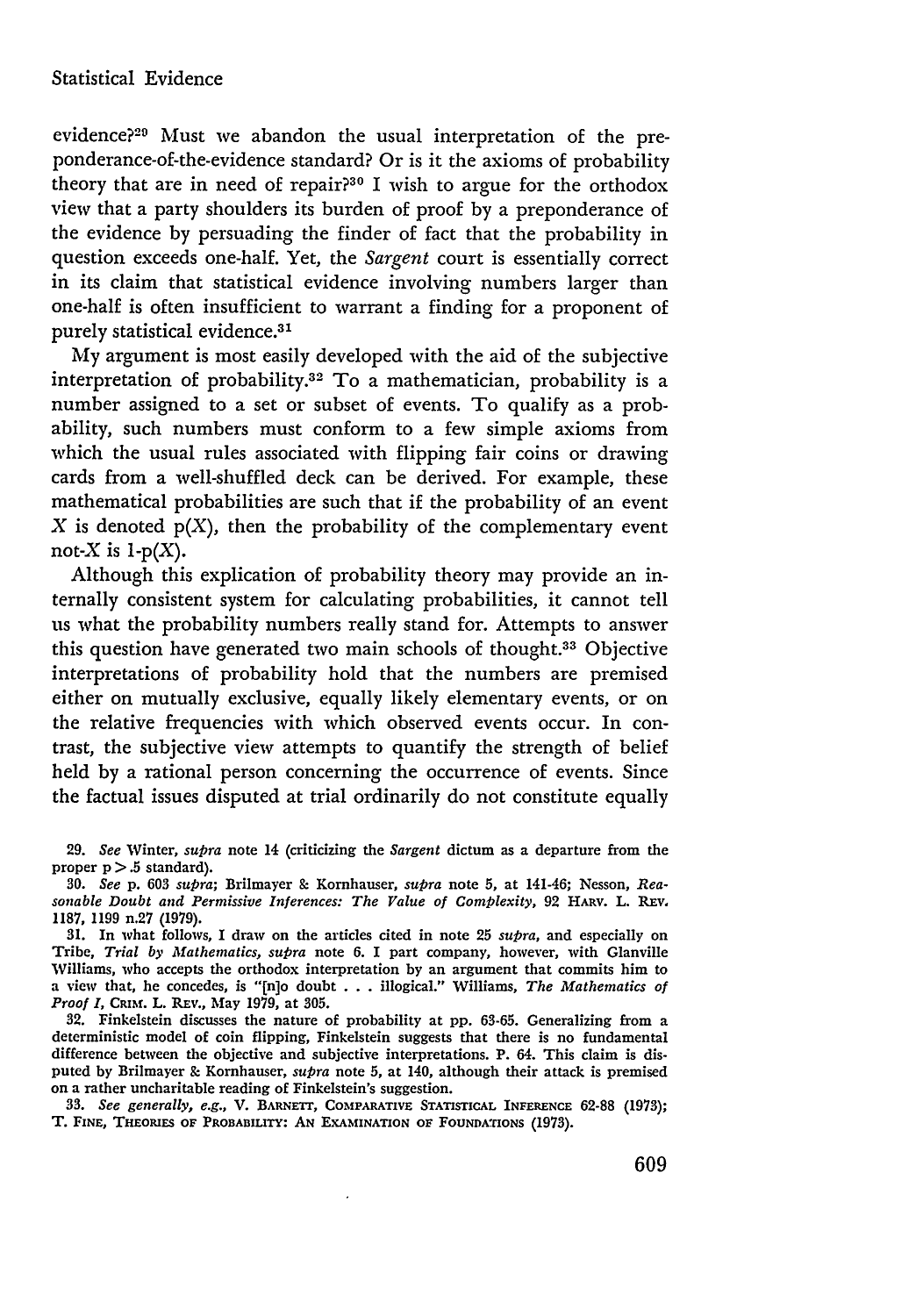evidence?[29] Must we abandon the usual interpretation of the preponderance-of-the-evidence standard? Or is it the axioms of probability theory that are in need of repair?[30] I wish to argue for the orthodox view that a party shoulders its burden of proof by a preponderance of the evidence by persuading the finder of fact that the probability in question exceeds one-half. Yet, the *Sargent* court is essentially correct in its claim that statistical evidence involving numbers larger than one-half is often insufficient to warrant a finding for a proponent of purely statistical evidence.[31]

My argument is most easily developed with the aid of the subjective interpretation of probability.[32] To a mathematician, probability is a number assigned to a set or subset of events. To qualify as a probability, such numbers must conform to a few simple axioms from which the usual rules associated with flipping fair coins or drawing cards from a well-shuffled deck can be derived. For example, these mathematical probabilities are such that if the probability of an event $X$ is denoted $p(X)$, then the probability of the complementary event not-$X$ is $1\text{-}p(X)$.

Although this explication of probability theory may provide an internally consistent system for calculating probabilities, it cannot tell us what the probability numbers really stand for. Attempts to answer this question have generated two main schools of thought.[33] Objective interpretations of probability hold that the numbers are premised either on mutually exclusive, equally likely elementary events, or on the relative frequencies with which observed events occur. In contrast, the subjective view attempts to quantify the strength of belief held by a rational person concerning the occurrence of events. Since the factual issues disputed at trial ordinarily do not constitute equally

---

29. *See* Winter, *supra* note 14 (criticizing the *Sargent* dictum as a departure from the proper $p > .5$ standard).

30. *See* p. 603 *supra*; Brilmayer & Kornhauser, *supra* note 5, at 141-46; Nesson, *Reasonable Doubt and Permissive Inferences: The Value of Complexity*, 92 HARV. L. REV. 1187, 1199 n.27 (1979).

31. In what follows, I draw on the articles cited in note 25 *supra*, and especially on Tribe, *Trial by Mathematics*, *supra* note 6. I part company, however, with Glanville Williams, who accepts the orthodox interpretation by an argument that commits him to a view that, he concedes, is "[n]o doubt . . . illogical." Williams, *The Mathematics of Proof I*, CRIM. L. REV., May 1979, at 305.

32. Finkelstein discusses the nature of probability at pp. 63-65. Generalizing from a deterministic model of coin flipping, Finkelstein suggests that there is no fundamental difference between the objective and subjective interpretations. P. 64. This claim is disputed by Brilmayer & Kornhauser, *supra* note 5, at 140, although their attack is premised on a rather uncharitable reading of Finkelstein's suggestion.

33. *See generally, e.g.*, V. BARNETT, COMPARATIVE STATISTICAL INFERENCE 62-88 (1973); T. FINE, THEORIES OF PROBABILITY: AN EXAMINATION OF FOUNDATIONS (1973).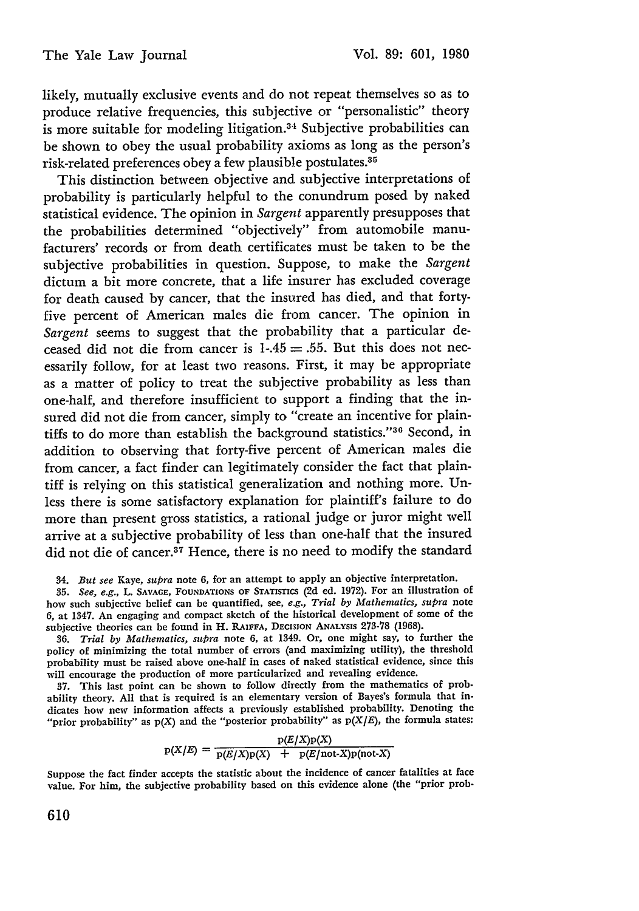likely, mutually exclusive events and do not repeat themselves so as to produce relative frequencies, this subjective or "personalistic" theory is more suitable for modeling litigation.[34] Subjective probabilities can be shown to obey the usual probability axioms as long as the person's risk-related preferences obey a few plausible postulates.[35]

This distinction between objective and subjective interpretations of probability is particularly helpful to the conundrum posed by naked statistical evidence. The opinion in *Sargent* apparently presupposes that the probabilities determined "objectively" from automobile manufacturers' records or from death certificates must be taken to be the subjective probabilities in question. Suppose, to make the *Sargent* dictum a bit more concrete, that a life insurer has excluded coverage for death caused by cancer, that the insured has died, and that forty-five percent of American males die from cancer. The opinion in *Sargent* seems to suggest that the probability that a particular deceased did not die from cancer is $1-.45 = .55$. But this does not necessarily follow, for at least two reasons. First, it may be appropriate as a matter of policy to treat the subjective probability as less than one-half, and therefore insufficient to support a finding that the insured did not die from cancer, simply to "create an incentive for plaintiffs to do more than establish the background statistics."[36] Second, in addition to observing that forty-five percent of American males die from cancer, a fact finder can legitimately consider the fact that plaintiff is relying on this statistical generalization and nothing more. Unless there is some satisfactory explanation for plaintiff's failure to do more than present gross statistics, a rational judge or juror might well arrive at a subjective probability of less than one-half that the insured did not die of cancer.[37] Hence, there is no need to modify the standard

34. *But see* Kaye, *supra* note 6, for an attempt to apply an objective interpretation.

35. *See, e.g.*, L. Savage, Foundations of Statistics (2d ed. 1972). For an illustration of how such subjective belief can be quantified, see, *e.g.*, *Trial by Mathematics*, *supra* note 6, at 1347. An engaging and compact sketch of the historical development of some of the subjective theories can be found in H. Raiffa, Decision Analysis 273-78 (1968).

36. *Trial by Mathematics*, *supra* note 6, at 1349. Or, one might say, to further the policy of minimizing the total number of errors (and maximizing utility), the threshold probability must be raised above one-half in cases of naked statistical evidence, since this will encourage the production of more particularized and revealing evidence.

37. This last point can be shown to follow directly from the mathematics of probability theory. All that is required is an elementary version of Bayes's formula that indicates how new information affects a previously established probability. Denoting the "prior probability" as $p(X)$ and the "posterior probability" as $p(X/E)$, the formula states:

$$p(X/E) = \frac{p(E/X)p(X)}{p(E/X)p(X) + p(E/\text{not-}X)p(\text{not-}X)}$$

Suppose the fact finder accepts the statistic about the incidence of cancer fatalities at face value. For him, the subjective probability based on this evidence alone (the "prior prob-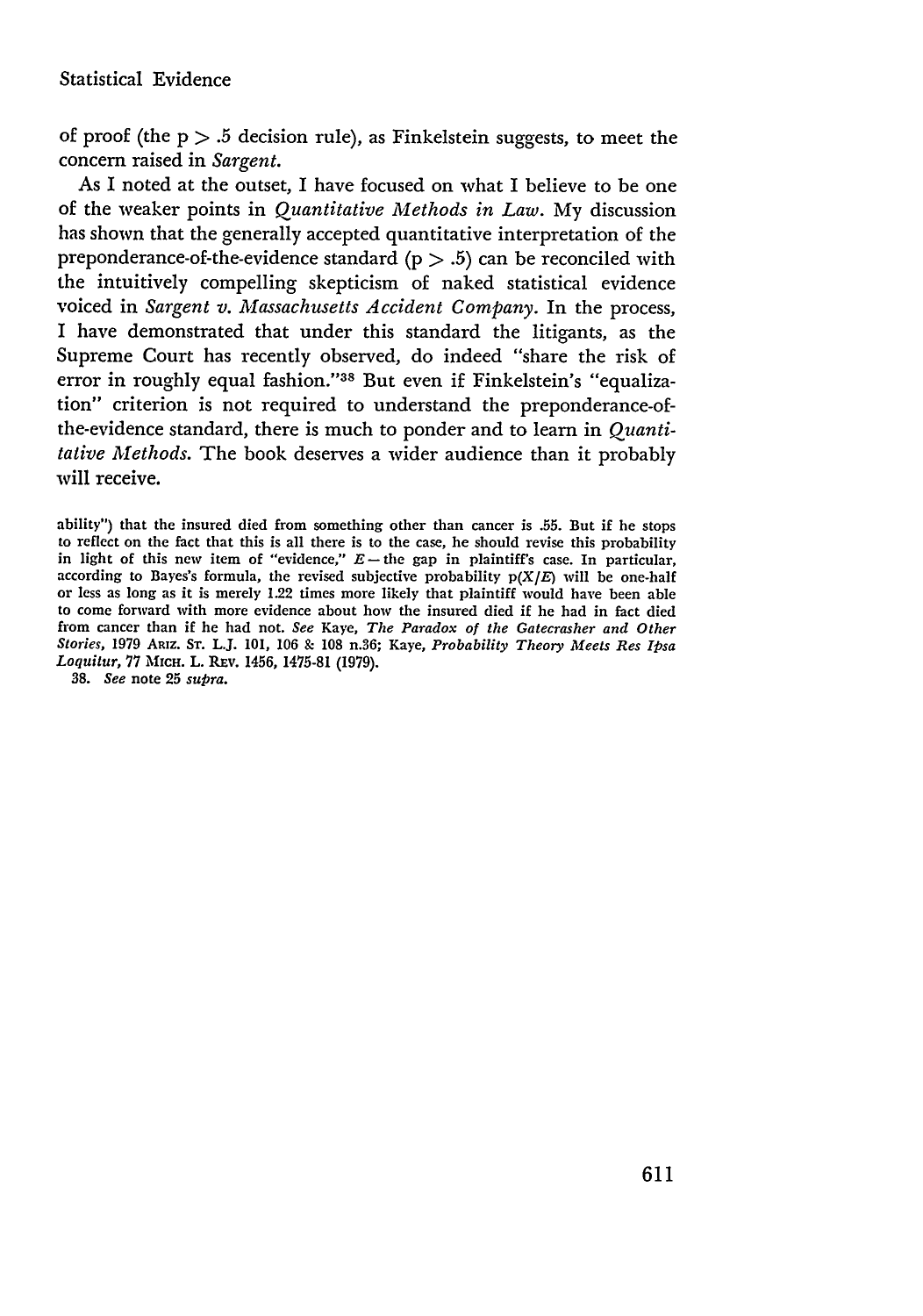of proof (the $p > .5$ decision rule), as Finkelstein suggests, to meet the concern raised in *Sargent*.

As I noted at the outset, I have focused on what I believe to be one of the weaker points in *Quantitative Methods in Law*. My discussion has shown that the generally accepted quantitative interpretation of the preponderance-of-the-evidence standard ($p > .5$) can be reconciled with the intuitively compelling skepticism of naked statistical evidence voiced in *Sargent v. Massachusetts Accident Company*. In the process, I have demonstrated that under this standard the litigants, as the Supreme Court has recently observed, do indeed "share the risk of error in roughly equal fashion."[38] But even if Finkelstein's "equalization" criterion is not required to understand the preponderance-of-the-evidence standard, there is much to ponder and to learn in *Quantitative Methods*. The book deserves a wider audience than it probably will receive.

ability") that the insured died from something other than cancer is .55. But if he stops to reflect on the fact that this is all there is to the case, he should revise this probability in light of this new item of "evidence," $E$—the gap in plaintiff's case. In particular, according to Bayes's formula, the revised subjective probability $p(X/E)$ will be one-half or less as long as it is merely 1.22 times more likely that plaintiff would have been able to come forward with more evidence about how the insured died if he had in fact died from cancer than if he had not. *See* Kaye, *The Paradox of the Gatecrasher and Other Stories*, 1979 Ariz. St. L.J. 101, 106 & 108 n.36; Kaye, *Probability Theory Meets Res Ipsa Loquitur*, 77 Mich. L. Rev. 1456, 1475-81 (1979).

38. *See* note 25 *supra*.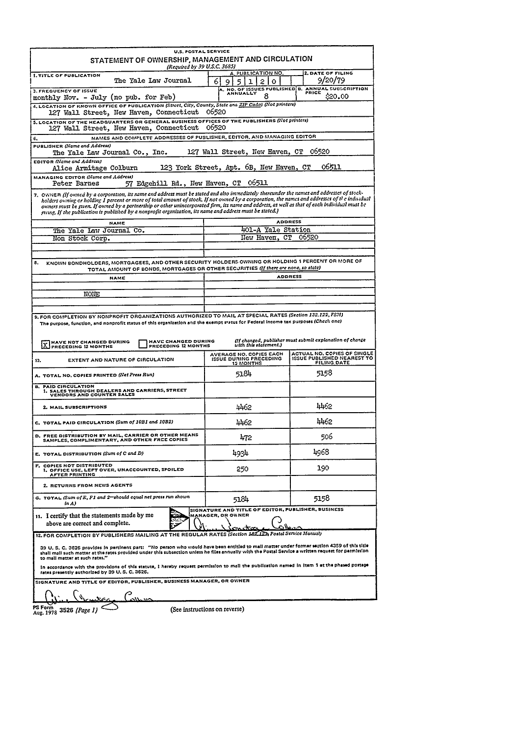U.S. POSTAL SERVICE

# STATEMENT OF OWNERSHIP, MANAGEMENT AND CIRCULATION

*(Required by 39 U.S.C. 3685)*

**1. TITLE OF PUBLICATION:** The Yale Law Journal

**A. PUBLICATION NO.:** 6 9 5 1 2 0

**2. DATE OF FILING:** 9/20/79

**3. FREQUENCY OF ISSUE:** monthly Nov. - July (no pub. for Feb)

**A. NO. OF ISSUES PUBLISHED ANNUALLY:** 8

**B. ANNUAL SUBSCRIPTION PRICE:** $20.00

**4. LOCATION OF KNOWN OFFICE OF PUBLICATION** *(Street, City, County, State and ZIP Code) (Not printers)*
127 Wall Street, New Haven, Connecticut 06520

**5. LOCATION OF THE HEADQUARTERS OR GENERAL BUSINESS OFFICES OF THE PUBLISHERS** *(Not printers)*
127 Wall Street, New Haven, Connecticut 06520

**6. NAMES AND COMPLETE ADDRESSES OF PUBLISHER, EDITOR, AND MANAGING EDITOR**

**PUBLISHER** *(Name and Address)*
The Yale Law Journal Co., Inc. 127 Wall Street, New Haven, CT 06520

**EDITOR** *(Name and Address)*
Alice Armitage Colburn 123 York Street, Apt. 6B, New Haven, CT 06511

**MANAGING EDITOR** *(Name and Address)*
Peter Barnes 57 Edgehill Rd., New Haven, CT 06511

**7. OWNER** *(If owned by a corporation, its name and address must be stated and also immediately thereunder the names and addresses of stockholders owning or holding 1 percent or more of total amount of stock. If not owned by a corporation, the names and addresses of the individual owners must be given. If owned by a partnership or other unincorporated firm, its name and address, as well as that of each individual must be giving. If the publication is published by a nonprofit organization, its name and address must be stated.)*

| NAME | ADDRESS |
|---|---|
| The Yale Law Journal Co. | 401-A Yale Station |
| Non Stock Corp. | New Haven, CT 06520 |

**8. KNOWN BONDHOLDERS, MORTGAGEES, AND OTHER SECURITY HOLDERS OWNING OR HOLDING 1 PERCENT OR MORE OF TOTAL AMOUNT OF BONDS, MORTGAGES OR OTHER SECURITIES** *(If there are none, so state)*

| NAME | ADDRESS |
|---|---|
| NONE | |

**9. FOR COMPLETION BY NONPROFIT ORGANIZATIONS AUTHORIZED TO MAIL AT SPECIAL RATES** *(Section 132.122, PSM)*
The purpose, function, and nonprofit status of this organization and the exempt status for Federal income tax purposes *(Check one)*

[X] HAVE NOT CHANGED DURING PRECEDING 12 MONTHS
[ ] HAVE CHANGED DURING PRECEDING 12 MONTHS
*(If changed, publisher must submit explanation of change with this statement.)*

| 10. EXTENT AND NATURE OF CIRCULATION | AVERAGE NO. COPIES EACH ISSUE DURING PRECEDING 12 MONTHS | ACTUAL NO. COPIES OF SINGLE ISSUE PUBLISHED NEAREST TO FILING DATE |
|---|---|---|
| A. TOTAL NO. COPIES PRINTED *(Net Press Run)* | 5184 | 5158 |
| B. PAID CIRCULATION 1. SALES THROUGH DEALERS AND CARRIERS, STREET VENDORS AND COUNTER SALES | | |
| 2. MAIL SUBSCRIPTIONS | 4462 | 4462 |
| C. TOTAL PAID CIRCULATION *(Sum of 10B1 and 10B2)* | 4462 | 4462 |
| D. FREE DISTRIBUTION BY MAIL, CARRIER OR OTHER MEANS SAMPLES, COMPLIMENTARY, AND OTHER FREE COPIES | 472 | 506 |
| E. TOTAL DISTRIBUTION *(Sum of C and D)* | 4934 | 4968 |
| F. COPIES NOT DISTRIBUTED 1. OFFICE USE, LEFT OVER, UNACCOUNTED, SPOILED AFTER PRINTING | 250 | 190 |
| 2. RETURNS FROM NEWS AGENTS | | |
| G. TOTAL *(Sum of E, F1 and 2—should equal net press run shown in A)* | 5184 | 5158 |

**11.** I certify that the statements made by me above are correct and complete.

SIGNATURE AND TITLE OF EDITOR, PUBLISHER, BUSINESS MANAGER, OR OWNER: Alice Armitage Colburn

**12. FOR COMPLETION BY PUBLISHERS MAILING AT THE REGULAR RATES** *(Section 132.121, Postal Service Manual)*

39 U. S. C. 3626 provides in pertinent part: "No person who would have been entitled to mail matter under former section 4359 of this title shall mail such matter at the rates provided under this subsection unless he files annually with the Postal Service a written request for permission to mail matter at such rates."

In accordance with the provisions of this statute, I hereby request permission to mail the publication named in Item 1 at the phased postage rates presently authorized by 39 U. S. C. 3626.

SIGNATURE AND TITLE OF EDITOR, PUBLISHER, BUSINESS MANAGER, OR OWNER: Alice Armitage Colburn

PS Form 3526 *(Page 1)* Aug. 1978

(See instructions on reverse)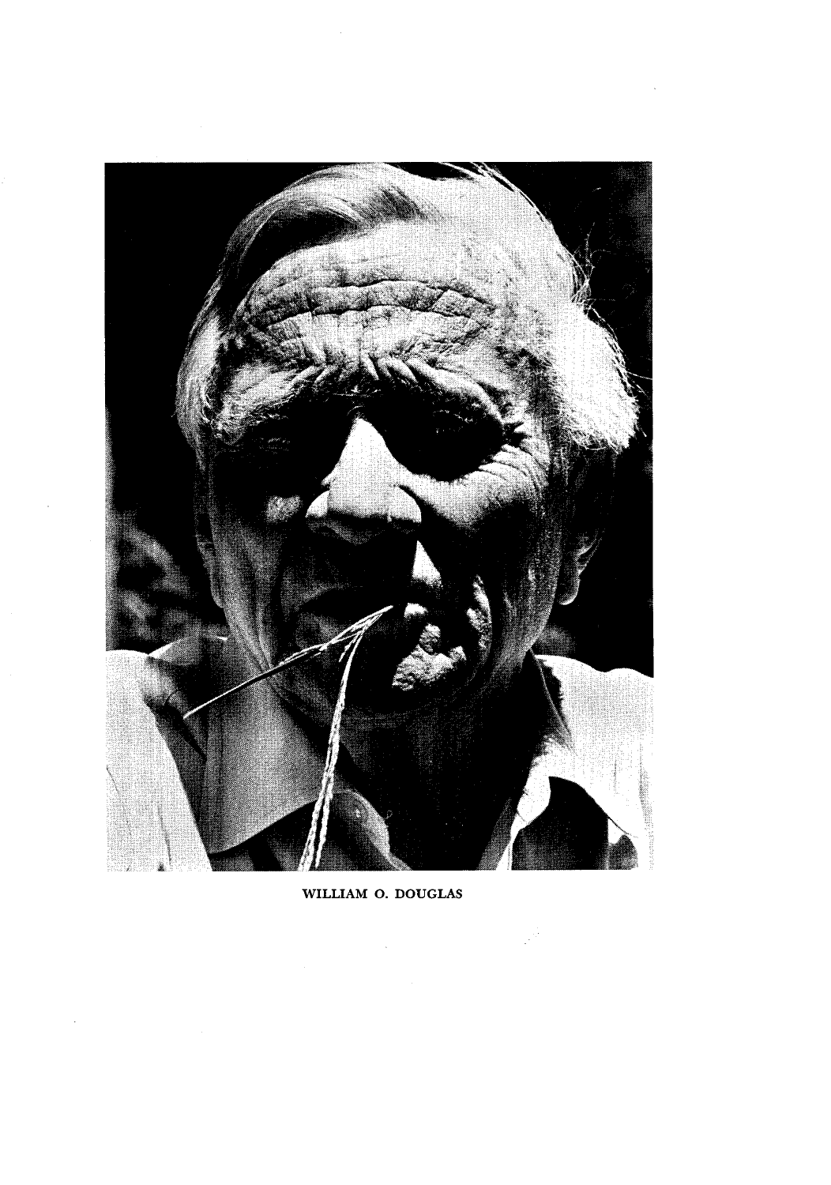WILLIAM O. DOUGLAS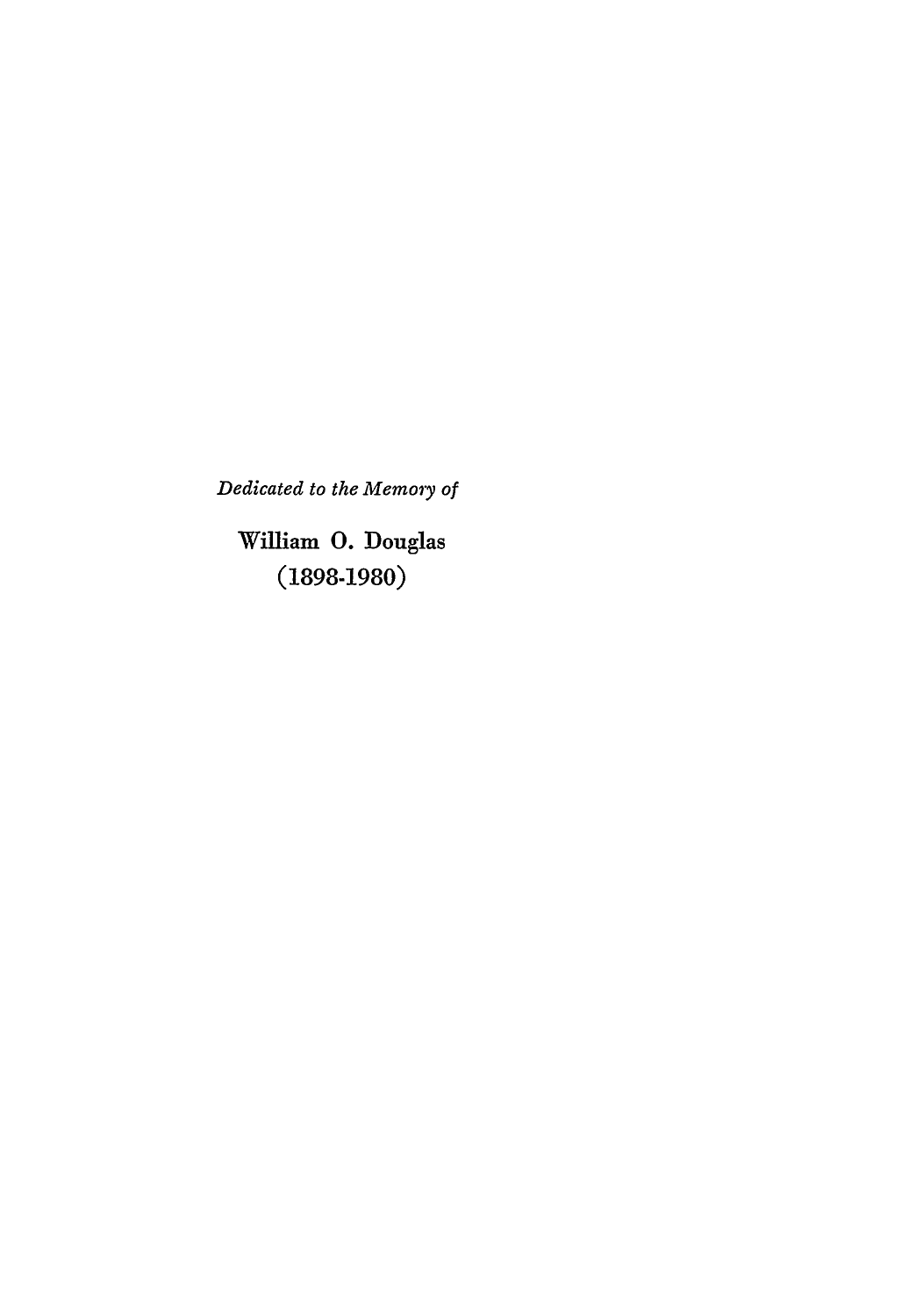*Dedicated to the Memory of*

William O. Douglas
(1898-1980)